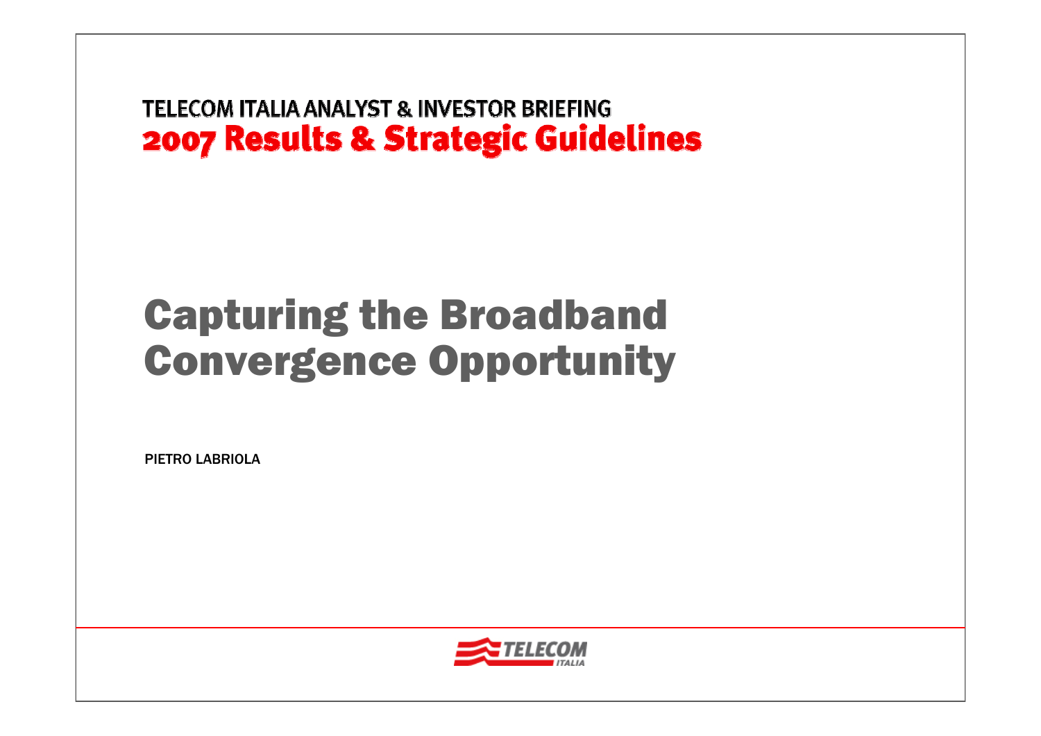TELECOM ITALIA ANALYST & INVESTOR BRIEFING

**2007 Results & Strategic Guidelines**

# Capturing the Broadband Convergence Opportunity

PIETRO LABRIOLA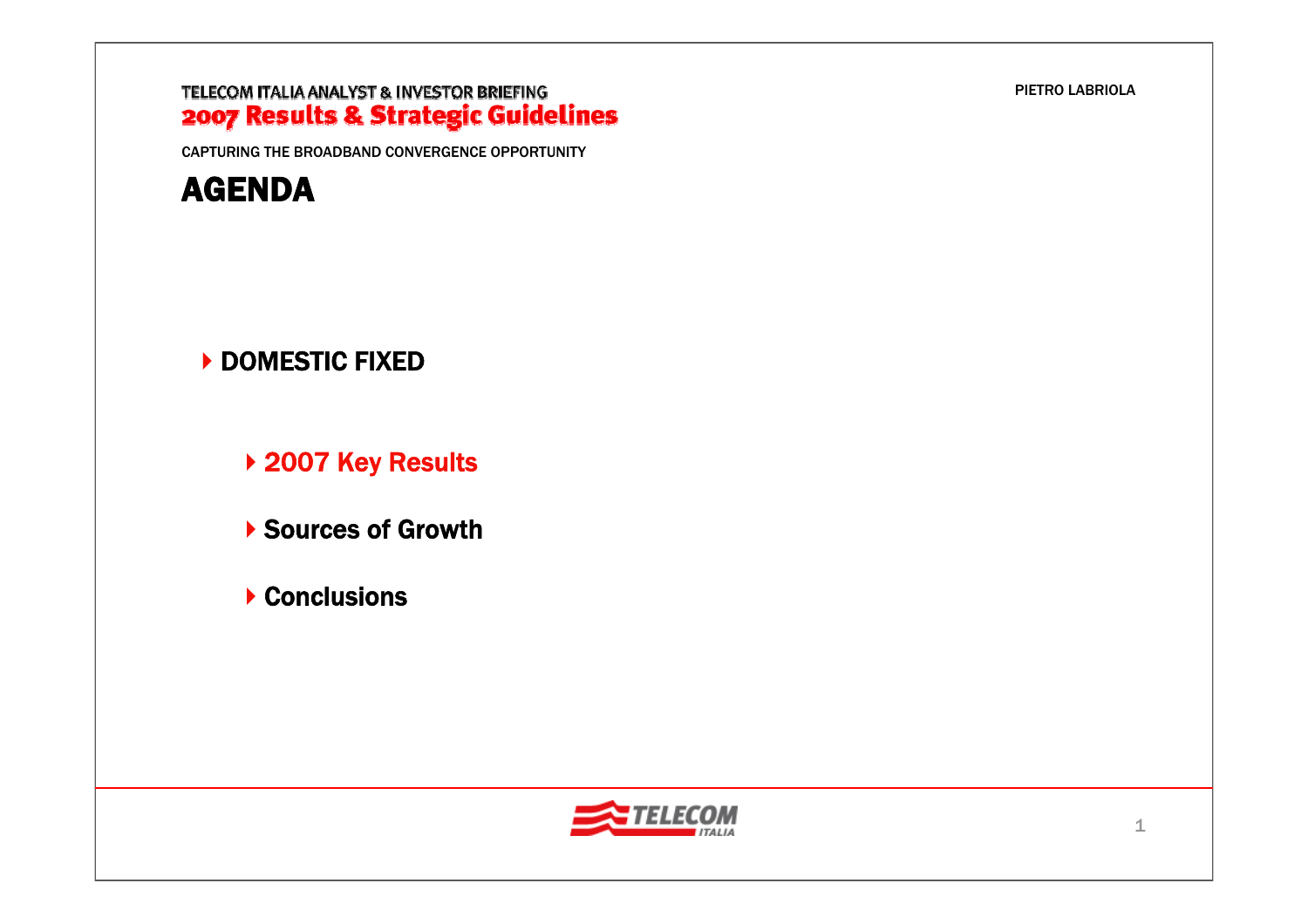TELECOM ITALIA ANALYST & INVESTOR BRIEFING

**2007 Results & Strategic Guidelines**

PIETRO LABRIOLA

CAPTURING THE BROADBAND CONVERGENCE OPPORTUNITY

# AGENDA

- **DOMESTIC FIXED**
  - **2007 Key Results**
  - **Sources of Growth**
  - **Conclusions**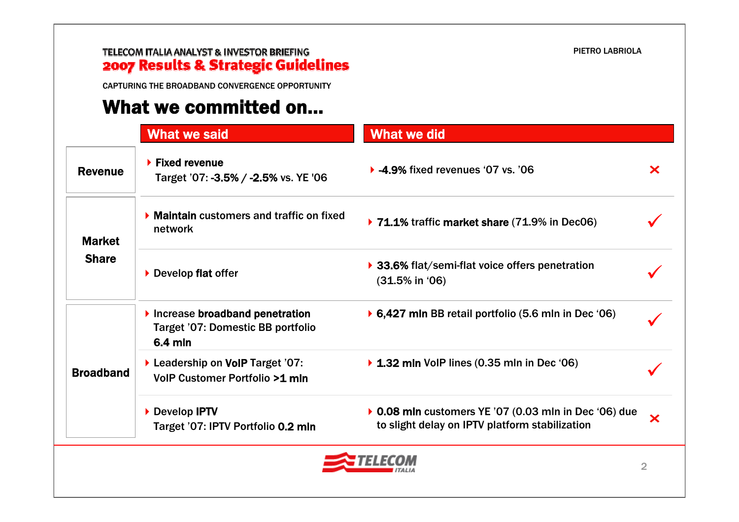# What we committed on...

| | What we said | What we did | |
|---|---|---|---|
| **Revenue** | **Fixed revenue** Target '07: **-3.5% / -2.5%** vs. YE '06 | **-4.9%** fixed revenues '07 vs. '06 | ✗ |
| **Market Share** | **Maintain** customers and traffic on fixed network | **71.1%** traffic **market share** (71.9% in Dec06) | ✓ |
| | Develop **flat** offer | **33.6%** flat/semi-flat voice offers penetration (31.5% in '06) | ✓ |
| **Broadband** | Increase **broadband penetration** Target '07: Domestic BB portfolio **6.4 mln** | **6,427 mln** BB retail portfolio (5.6 mln in Dec '06) | ✓ |
| | Leadership on **VoIP** Target '07: VoIP Customer Portfolio **>1 mln** | **1.32 mln** VoIP lines (0.35 mln in Dec '06) | ✓ |
| | Develop **IPTV** Target '07: IPTV Portfolio **0.2 mln** | **0.08 mln** customers YE '07 (0.03 mln in Dec '06) due to slight delay on IPTV platform stabilization | ✗ |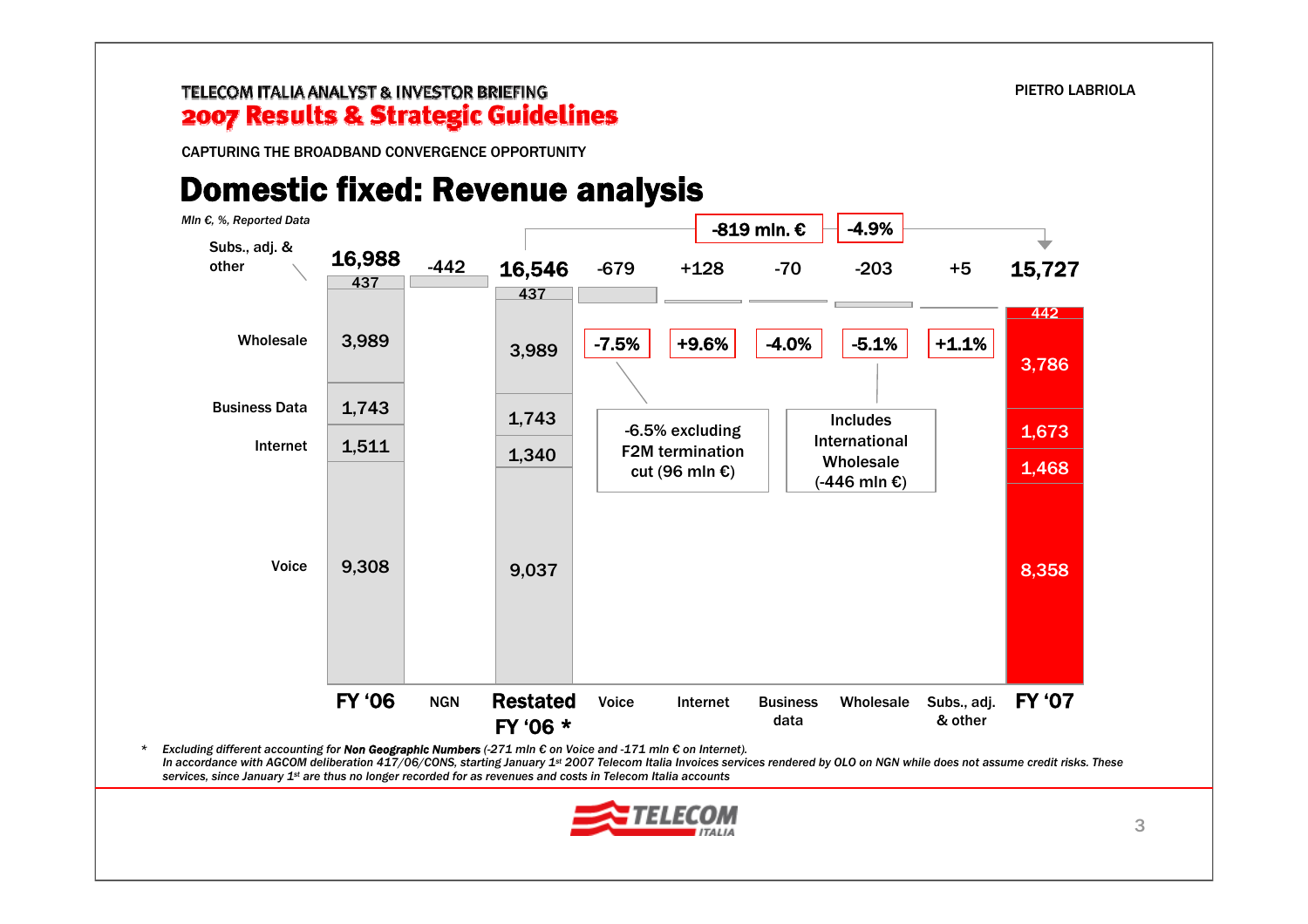TELECOM ITALIA ANALYST & INVESTOR BRIEFING

**2007 Results & Strategic Guidelines**

PIETRO LABRIOLA

CAPTURING THE BROADBAND CONVERGENCE OPPORTUNITY

# Domestic fixed: Revenue analysis

*Mln €, %, Reported Data*

| | FY '06 | NGN | Restated FY '06 * | Voice | Internet | Business data | Wholesale | Subs., adj. & other | FY '07 |
|---|---|---|---|---|---|---|---|---|---|
| Total | 16,988 | -442 | 16,546 | -679 | +128 | -70 | -203 | +5 | 15,727 |
| Subs., adj. & other | 437 | | 437 | | | | | | 442 |
| Wholesale | 3,989 | | 3,989 | | | | | | 3,786 |
| Business Data | 1,743 | | 1,743 | | | | | | 1,673 |
| Internet | 1,511 | | 1,340 | | | | | | 1,468 |
| Voice | 9,308 | | 9,037 | | | | | | 8,358 |
| % change | | | | -7.5% | +9.6% | -4.0% | -5.1% | +1.1% | |

Restated FY '06 → FY '07: -819 mln. € / -4.9%

Voice: -6.5% excluding F2M termination cut (96 mln €)

Wholesale: Includes International Wholesale (-446 mln €)

\* Excluding different accounting for **Non Geographic Numbers** (-271 mln € on Voice and -171 mln € on Internet). In accordance with AGCOM deliberation 417/06/CONS, starting January 1st 2007 Telecom Italia Invoices services rendered by OLO on NGN while does not assume credit risks. These services, since January 1st are thus no longer recorded for as revenues and costs in Telecom Italia accounts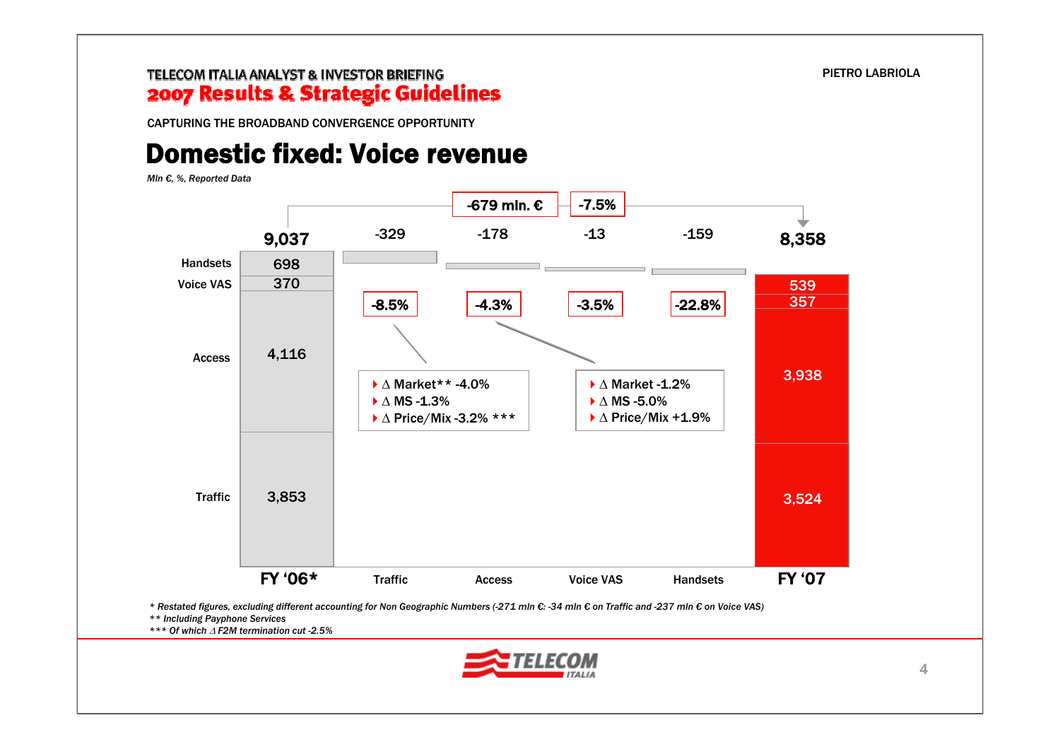CAPTURING THE BROADBAND CONVERGENCE OPPORTUNITY

# Domestic fixed: Voice revenue

*Mln €, %, Reported Data*

-679 mln. € | -7.5%

| | FY '06* | Traffic | Access | Voice VAS | Handsets | FY '07 |
|---|---|---|---|---|---|---|
| Total | 9,037 | -329 | -178 | -13 | -159 | 8,358 |
| Change % | | -8.5% | -4.3% | -3.5% | -22.8% | |
| Handsets | 698 | | | | | 539 |
| Voice VAS | 370 | | | | | 357 |
| Access | 4,116 | | | | | 3,938 |
| Traffic | 3,853 | | | | | 3,524 |

Traffic:
- Δ Market** -4.0%
- Δ MS -1.3%
- Δ Price/Mix -3.2% ***

Access:
- Δ Market -1.2%
- Δ MS -5.0%
- Δ Price/Mix +1.9%

*\* Restated figures, excluding different accounting for Non Geographic Numbers (-271 mln €: -34 mln € on Traffic and -237 mln € on Voice VAS)*
*\*\* Including Payphone Services*
*\*\*\* Of which Δ F2M termination cut -2.5%*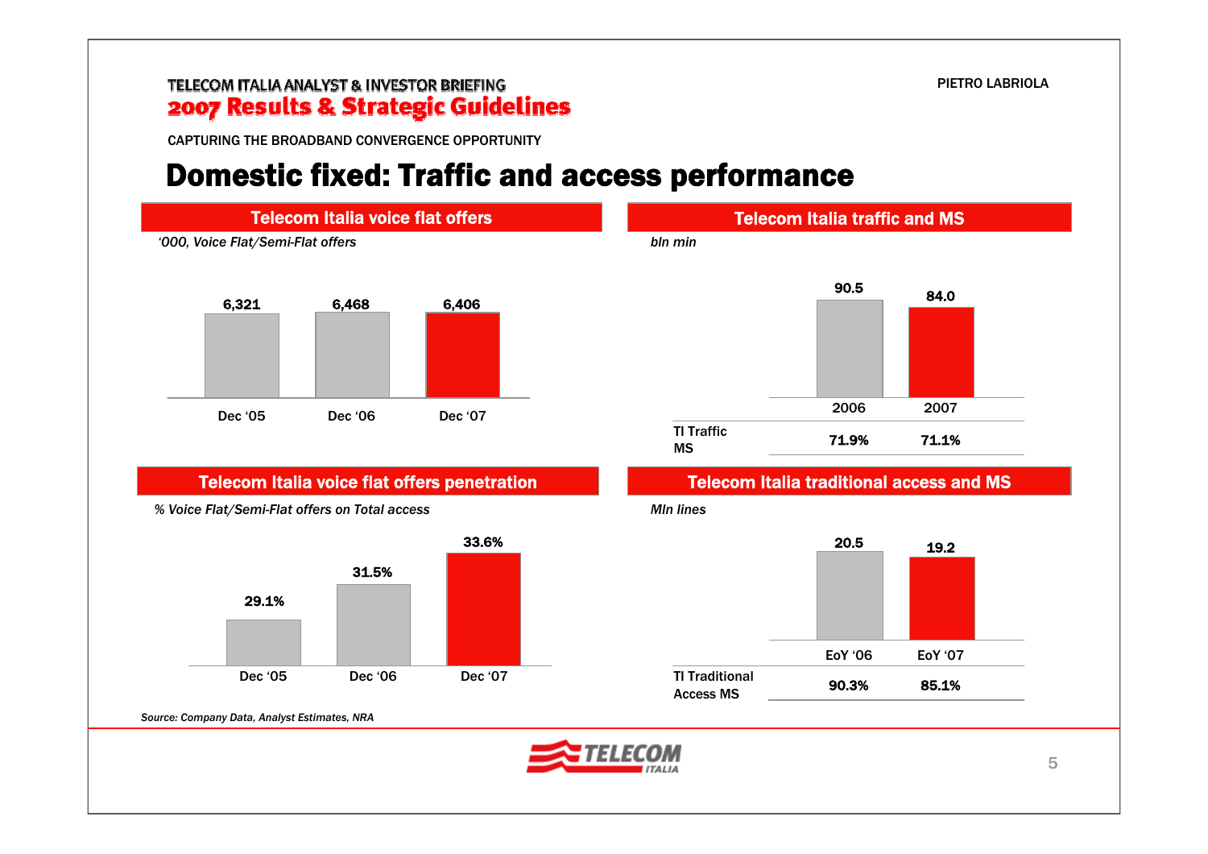CAPTURING THE BROADBAND CONVERGENCE OPPORTUNITY

# Domestic fixed: Traffic and access performance

## Telecom Italia voice flat offers

*'000, Voice Flat/Semi-Flat offers*

| Dec '05 | Dec '06 | Dec '07 |
|---|---|---|
| 6,321 | 6,468 | 6,406 |

## Telecom Italia traffic and MS

*bln min*

| | 2006 | 2007 |
|---|---|---|
| Traffic | 90.5 | 84.0 |
| TI Traffic MS | 71.9% | 71.1% |

## Telecom Italia voice flat offers penetration

*% Voice Flat/Semi-Flat offers on Total access*

| Dec '05 | Dec '06 | Dec '07 |
|---|---|---|
| 29.1% | 31.5% | 33.6% |

## Telecom Italia traditional access and MS

*Mln lines*

| | EoY '06 | EoY '07 |
|---|---|---|
| Lines | 20.5 | 19.2 |
| TI Traditional Access MS | 90.3% | 85.1% |

*Source: Company Data, Analyst Estimates, NRA*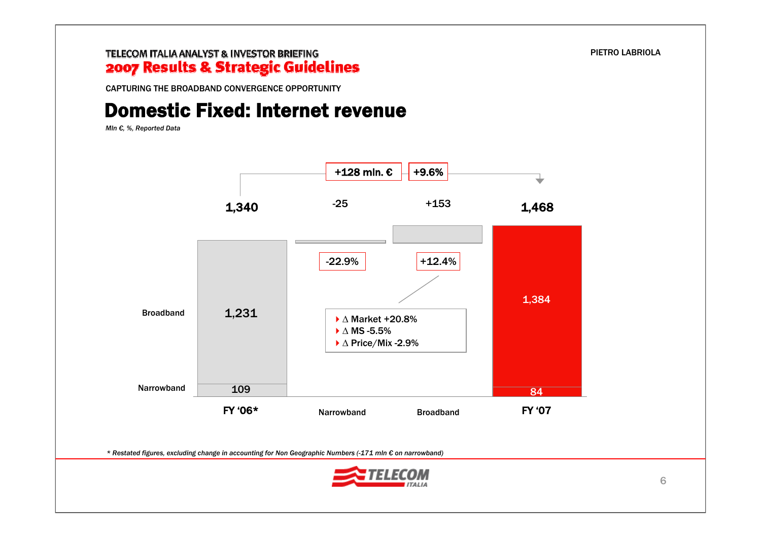CAPTURING THE BROADBAND CONVERGENCE OPPORTUNITY

# Domestic Fixed: Internet revenue

*Mln €, %, Reported Data*

+128 mln. € | +9.6%

| | FY '06* | Narrowband | Broadband | FY '07 |
|---|---|---|---|---|
| Total | 1,340 | -25 | +153 | 1,468 |
| Change % | | -22.9% | +12.4% | |
| Broadband | 1,231 | | | 1,384 |
| Narrowband | 109 | | | 84 |

- Δ Market +20.8%
- Δ MS -5.5%
- Δ Price/Mix -2.9%

*\* Restated figures, excluding change in accounting for Non Geographic Numbers (-171 mln € on narrowband)*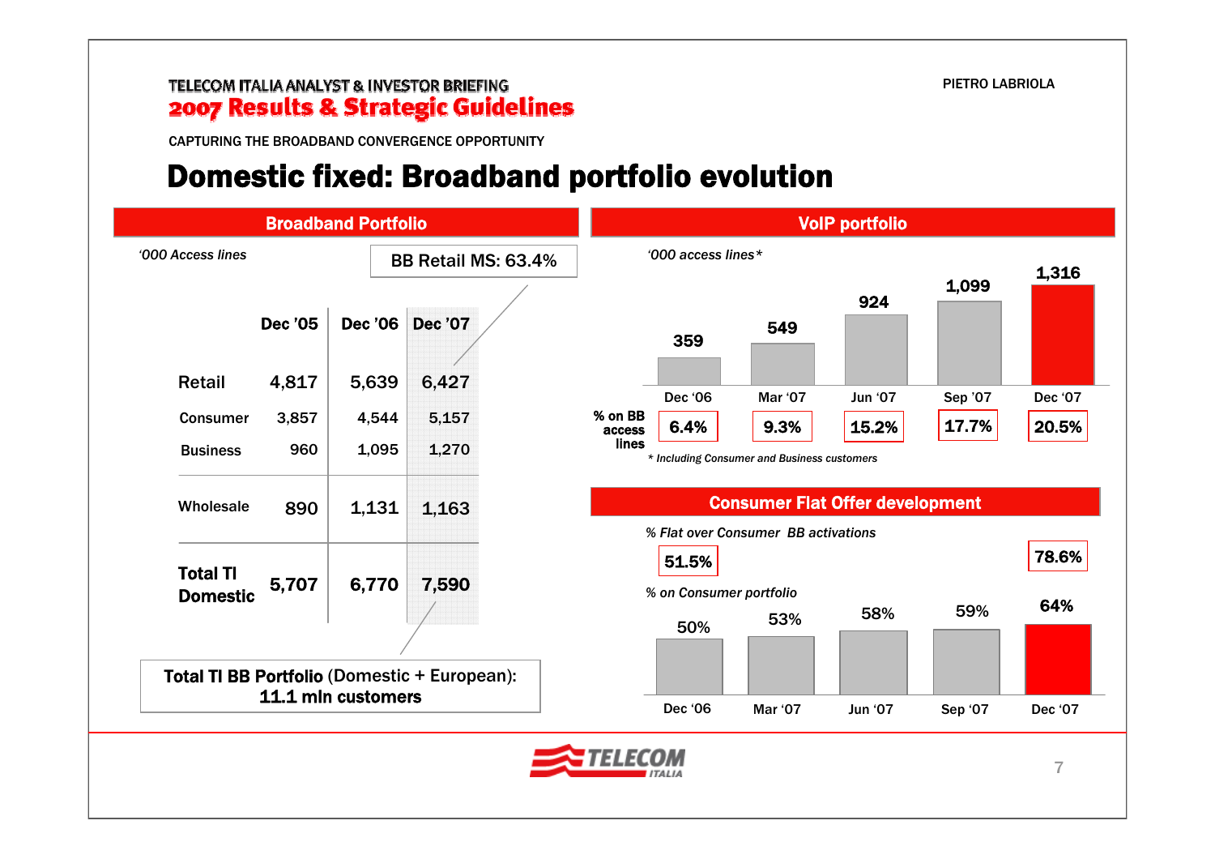CAPTURING THE BROADBAND CONVERGENCE OPPORTUNITY

# Domestic fixed: Broadband portfolio evolution

## Broadband Portfolio

*'000 Access lines*

**BB Retail MS: 63.4%**

| | Dec '05 | Dec '06 | Dec '07 |
|---|---|---|---|
| Retail | 4,817 | 5,639 | 6,427 |
| Consumer | 3,857 | 4,544 | 5,157 |
| Business | 960 | 1,095 | 1,270 |
| Wholesale | 890 | 1,131 | 1,163 |
| **Total TI Domestic** | 5,707 | 6,770 | 7,590 |

**Total TI BB Portfolio** (Domestic + European): **11.1 mln customers**

## VoIP portfolio

*'000 access lines**

| | Dec '06 | Mar '07 | Jun '07 | Sep '07 | Dec '07 |
|---|---|---|---|---|---|
| Access lines | 359 | 549 | 924 | 1,099 | 1,316 |
| % on BB access lines | 6.4% | 9.3% | 15.2% | 17.7% | 20.5% |

*\* Including Consumer and Business customers*

## Consumer Flat Offer development

*% Flat over Consumer BB activations*: 51.5% (Dec '06) → 78.6% (Dec '07)

*% on Consumer portfolio*

| Dec '06 | Mar '07 | Jun '07 | Sep '07 | Dec '07 |
|---|---|---|---|---|
| 50% | 53% | 58% | 59% | 64% |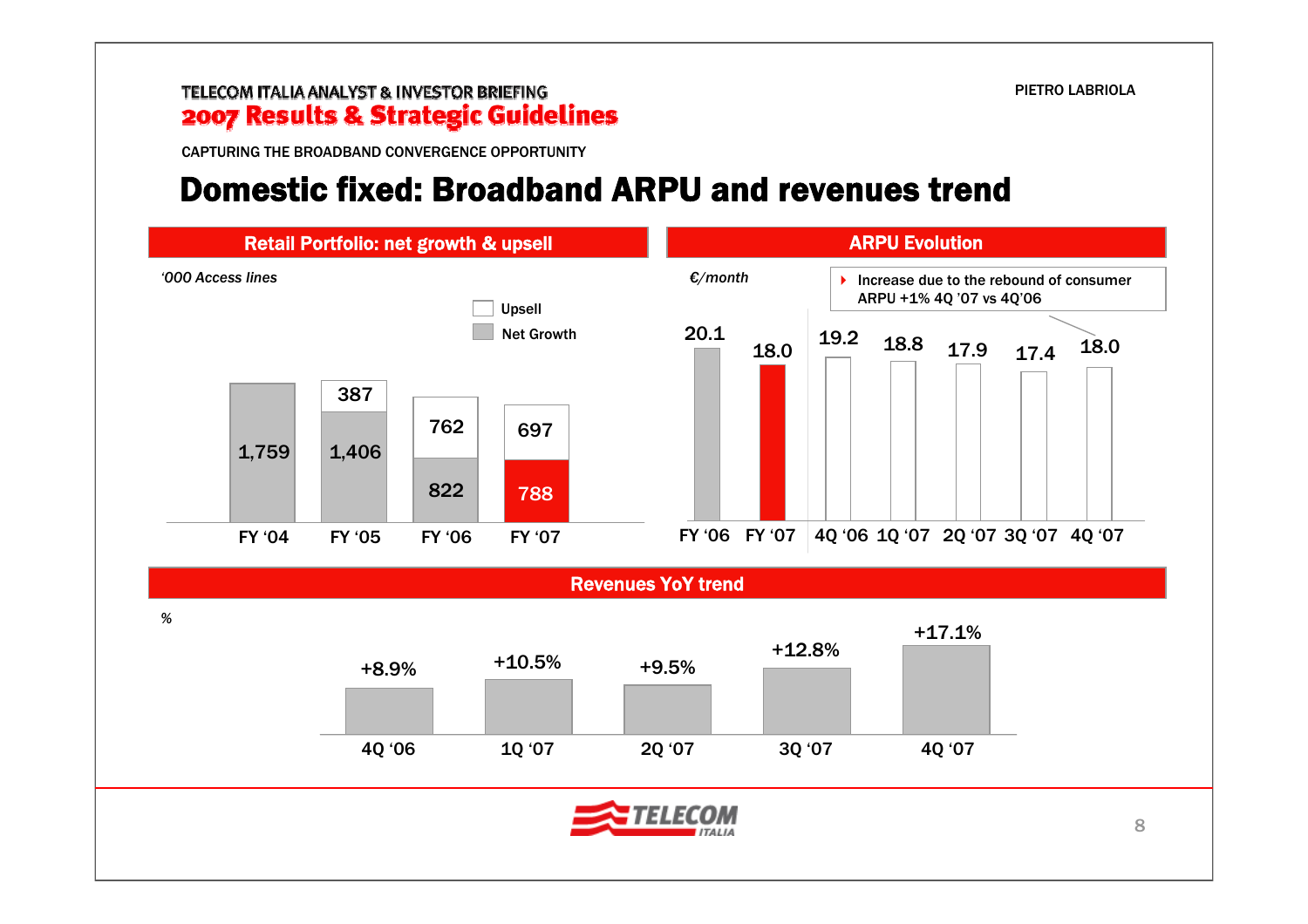CAPTURING THE BROADBAND CONVERGENCE OPPORTUNITY

# Domestic fixed: Broadband ARPU and revenues trend

## Retail Portfolio: net growth & upsell

*'000 Access lines*

| | FY '04 | FY '05 | FY '06 | FY '07 |
|---|---|---|---|---|
| Upsell | | 387 | 762 | 697 |
| Net Growth | 1,759 | 1,406 | 822 | 788 |

## ARPU Evolution

*€/month*

- Increase due to the rebound of consumer ARPU +1% 4Q '07 vs 4Q'06

| FY '06 | FY '07 | 4Q '06 | 1Q '07 | 2Q '07 | 3Q '07 | 4Q '07 |
|---|---|---|---|---|---|---|
| 20.1 | 18.0 | 19.2 | 18.8 | 17.9 | 17.4 | 18.0 |

## Revenues YoY trend

%

| 4Q '06 | 1Q '07 | 2Q '07 | 3Q '07 | 4Q '07 |
|---|---|---|---|---|
| +8.9% | +10.5% | +9.5% | +12.8% | +17.1% |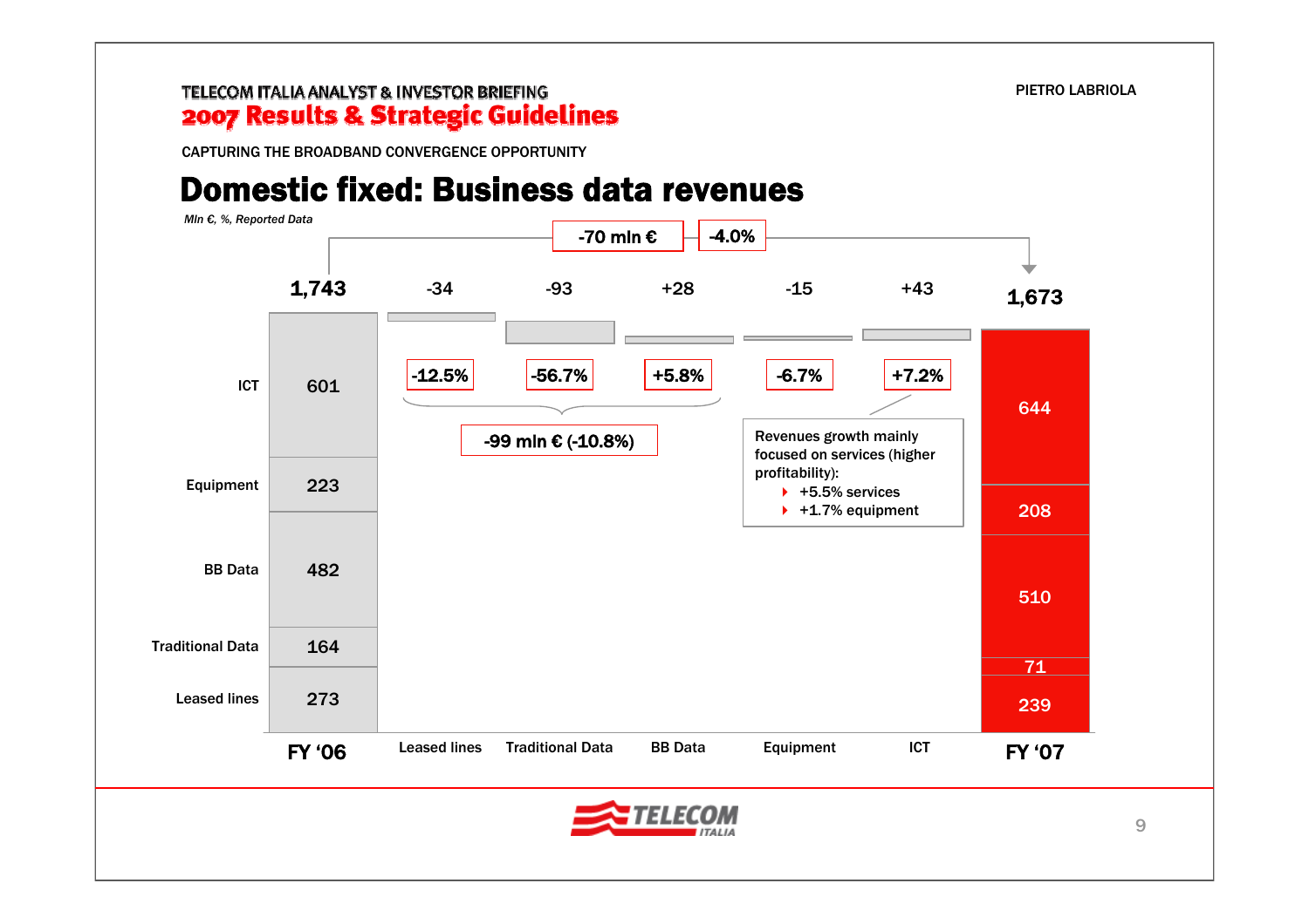CAPTURING THE BROADBAND CONVERGENCE OPPORTUNITY

# Domestic fixed: Business data revenues

*Mln €, %, Reported Data*

-70 mln € | -4.0%

| | FY '06 | Leased lines | Traditional Data | BB Data | Equipment | ICT | FY '07 |
|---|---|---|---|---|---|---|---|
| Total | 1,743 | -34 | -93 | +28 | -15 | +43 | 1,673 |
| % change | | -12.5% | -56.7% | +5.8% | -6.7% | +7.2% | |
| ICT | 601 | | | | | | 644 |
| Equipment | 223 | | | | | | 208 |
| BB Data | 482 | | | | | | 510 |
| Traditional Data | 164 | | | | | | 71 |
| Leased lines | 273 | | | | | | 239 |

Leased lines + Traditional Data + BB Data: -99 mln € (-10.8%)

Revenues growth mainly focused on services (higher profitability):
- +5.5% services
- +1.7% equipment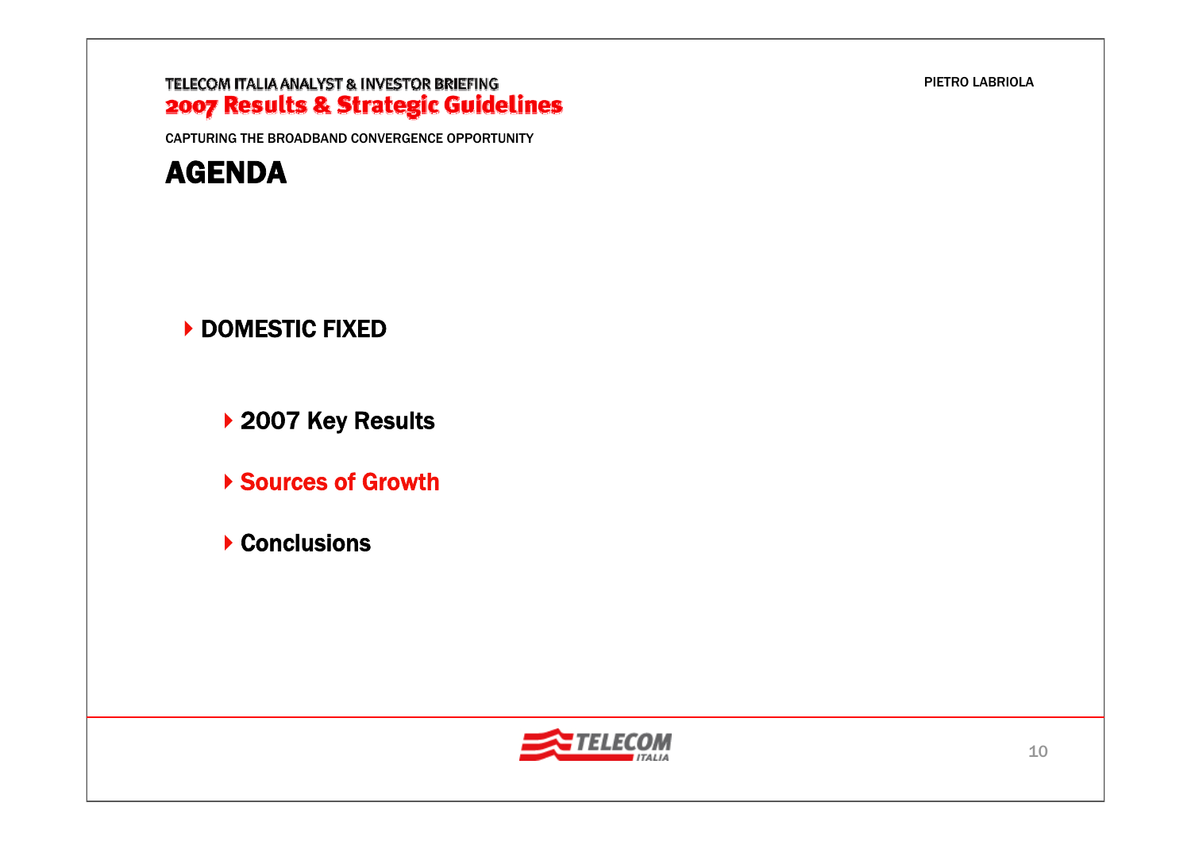CAPTURING THE BROADBAND CONVERGENCE OPPORTUNITY

# AGENDA

- **DOMESTIC FIXED**
  - **2007 Key Results**
  - **Sources of Growth**
  - **Conclusions**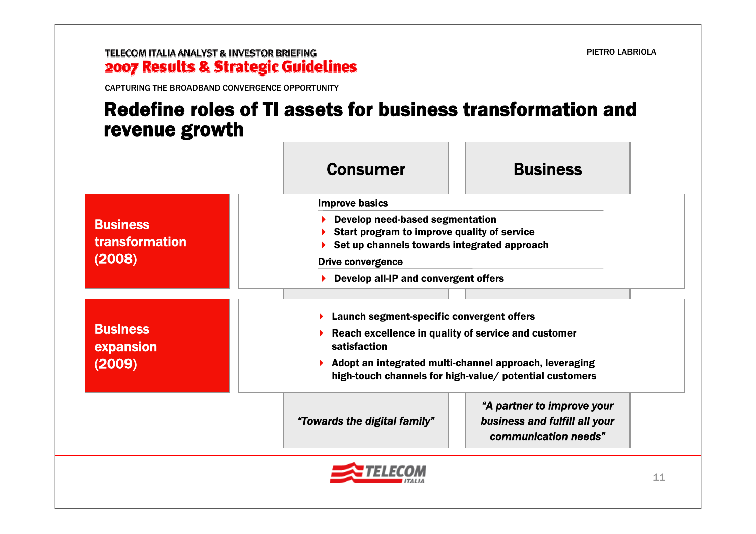CAPTURING THE BROADBAND CONVERGENCE OPPORTUNITY

# Redefine roles of TI assets for business transformation and revenue growth

| | Consumer | Business |
|---|---|---|
| **Business transformation (2008)** | **Improve basics**<br>- Develop need-based segmentation<br>- Start program to improve quality of service<br>- Set up channels towards integrated approach<br><br>**Drive convergence**<br>- Develop all-IP and convergent offers | |
| **Business expansion (2009)** | - Launch segment-specific convergent offers<br>- Reach excellence in quality of service and customer satisfaction<br>- Adopt an integrated multi-channel approach, leveraging high-touch channels for high-value/ potential customers | |
| | *"Towards the digital family"* | *"A partner to improve your business and fulfill all your communication needs"* |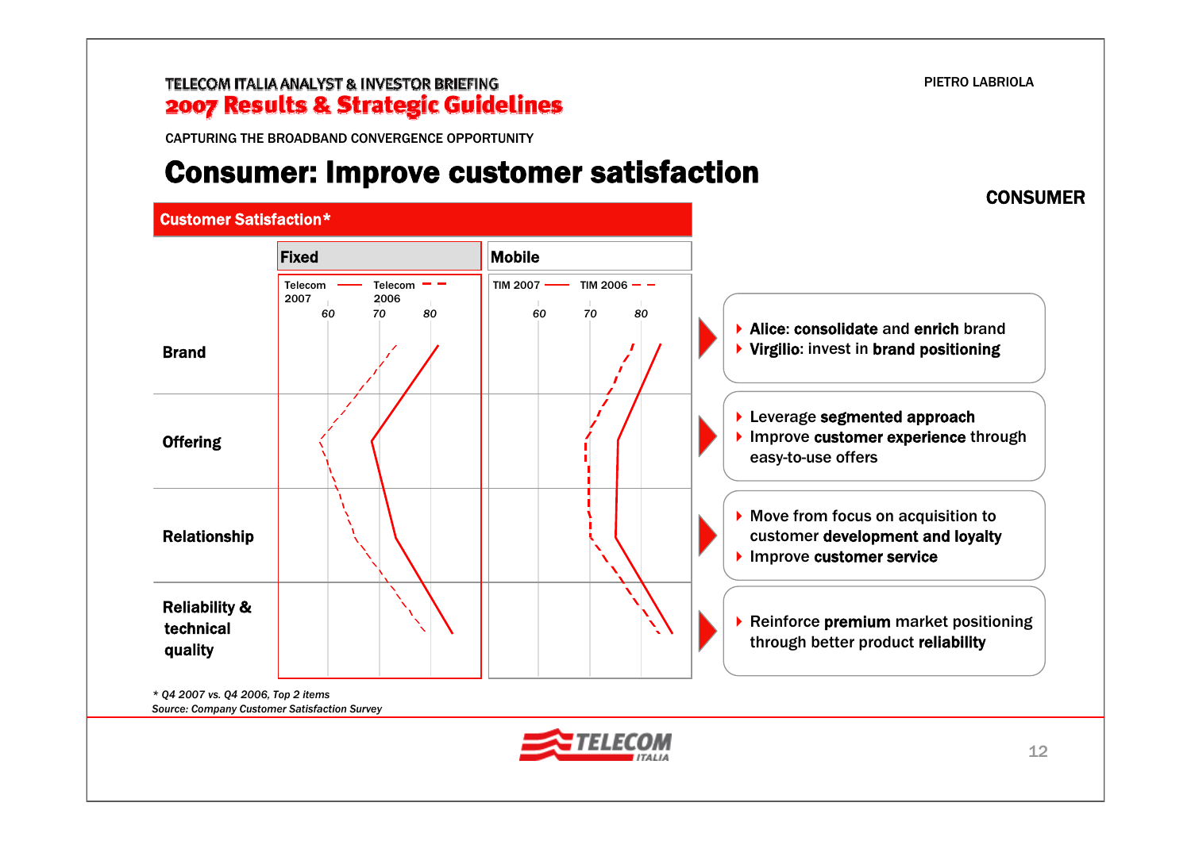CAPTURING THE BROADBAND CONVERGENCE OPPORTUNITY

# Consumer: Improve customer satisfaction

**CONSUMER**

**Customer Satisfaction***

| | Fixed | Mobile |
|---|---|---|
| | Telecom 2007 (solid line) — Telecom 2006 (dashed line); scale 60, 70, 80 | TIM 2007 (solid line) — TIM 2006 (dashed line); scale 60, 70, 80 |
| **Brand** | | |
| **Offering** | | |
| **Relationship** | | |
| **Reliability & technical quality** | | |

- **Brand**
  - **Alice: consolidate** and **enrich** brand
  - **Virgilio**: invest in **brand positioning**
- **Offering**
  - Leverage **segmented approach**
  - Improve **customer experience** through easy-to-use offers
- **Relationship**
  - Move from focus on acquisition to customer **development and loyalty**
  - Improve **customer service**
- **Reliability & technical quality**
  - Reinforce **premium** market positioning through better product **reliability**

*\* Q4 2007 vs. Q4 2006, Top 2 items*
*Source: Company Customer Satisfaction Survey*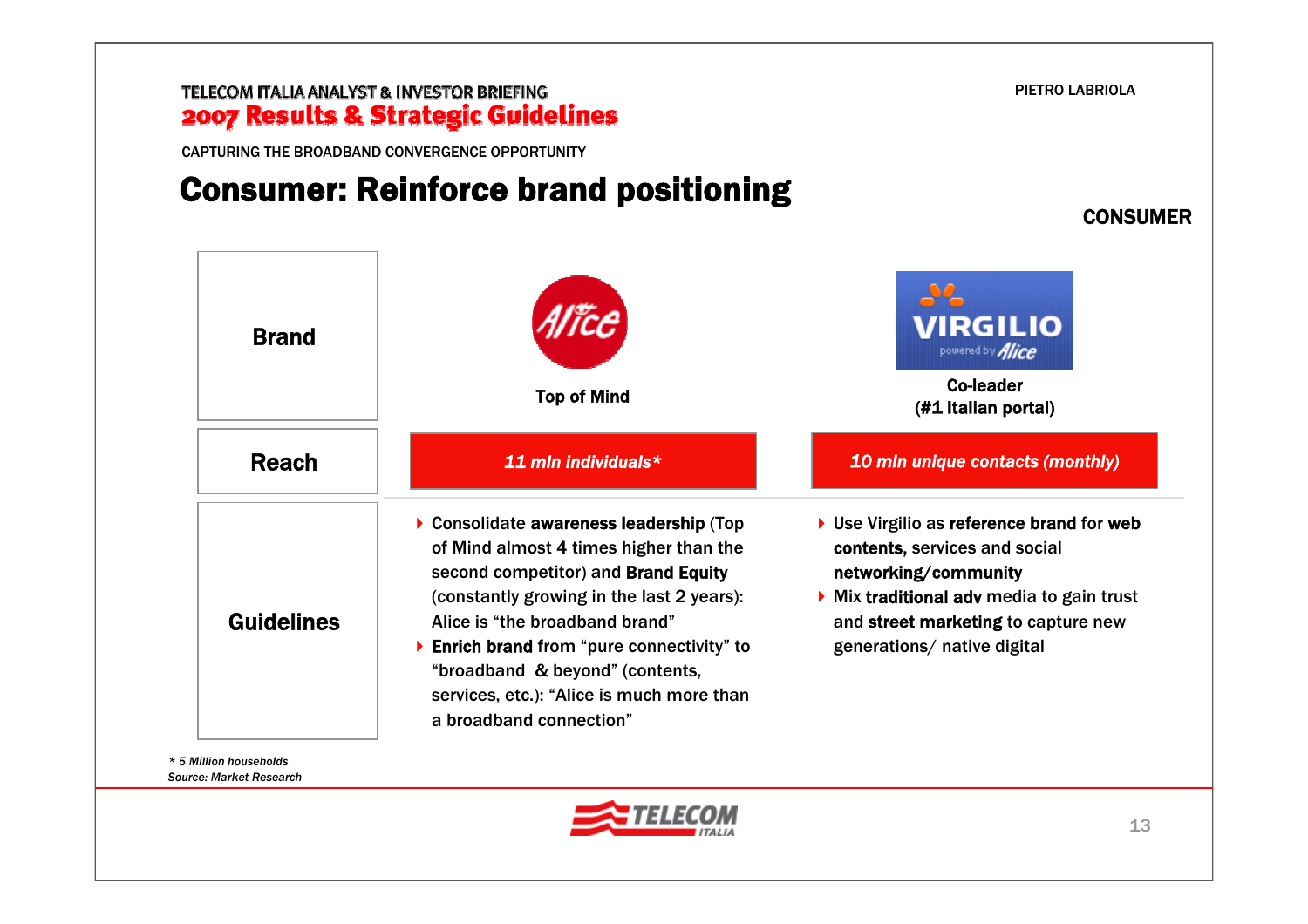CAPTURING THE BROADBAND CONVERGENCE OPPORTUNITY

# Consumer: Reinforce brand positioning

CONSUMER

| | Alice | Virgilio powered by Alice |
|---|---|---|
| **Brand** | Top of Mind | Co-leader (#1 Italian portal) |
| **Reach** | *11 mln individuals** | *10 mln unique contacts (monthly)* |
| **Guidelines** | Consolidate **awareness leadership** (Top of Mind almost 4 times higher than the second competitor) and **Brand Equity** (constantly growing in the last 2 years): Alice is "the broadband brand"<br>**Enrich brand** from "pure connectivity" to "broadband & beyond" (contents, services, etc.): "Alice is much more than a broadband connection" | Use Virgilio as **reference brand** for **web contents,** services and social **networking/community**<br>Mix **traditional adv** media to gain trust and **street marketing** to capture new generations/ native digital |

*\* 5 Million households*
*Source: Market Research*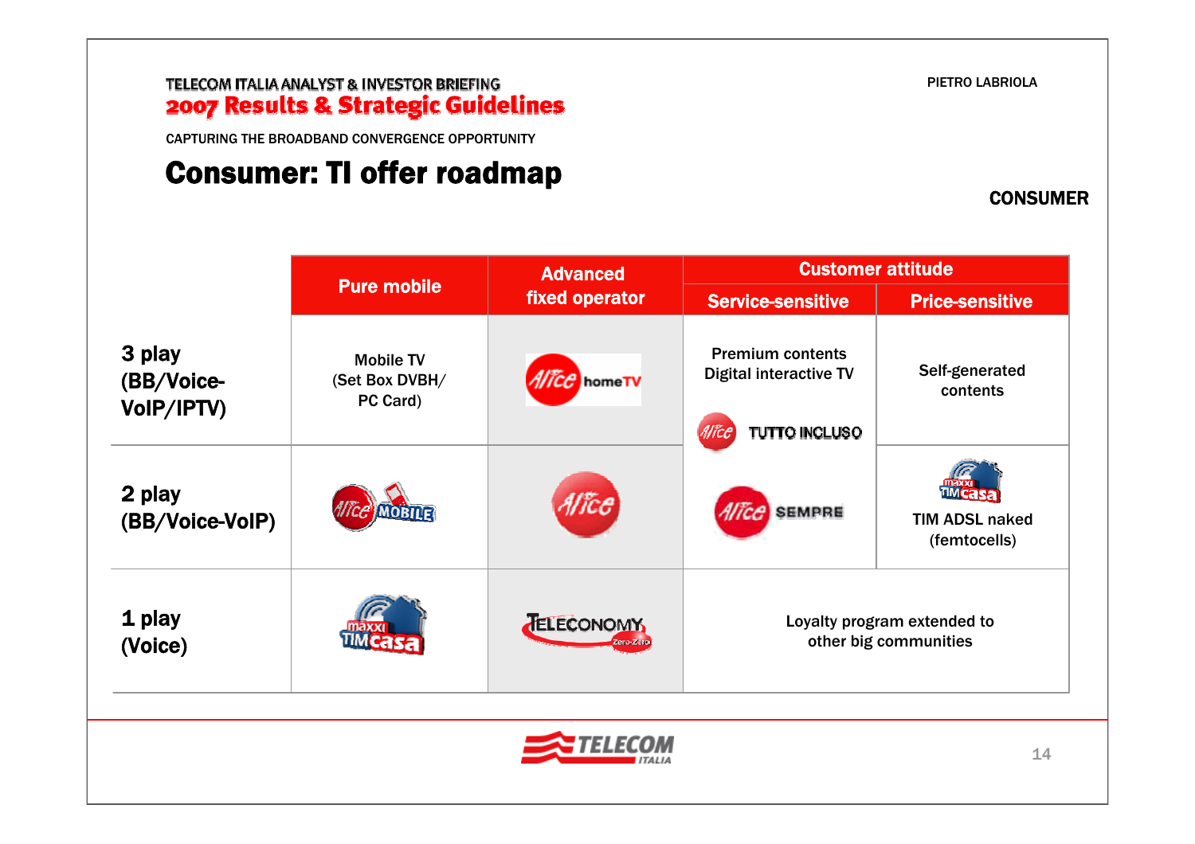TELECOM ITALIA ANALYST & INVESTOR BRIEFING

**2007 Results & Strategic Guidelines**

CAPTURING THE BROADBAND CONVERGENCE OPPORTUNITY

PIETRO LABRIOLA

# Consumer: TI offer roadmap

**CONSUMER**

| | Pure mobile | Advanced fixed operator | Customer attitude | |
|---|---|---|---|---|
| | | | Service-sensitive | Price-sensitive |
| **3 play (BB/Voice-VoIP/IPTV)** | Mobile TV (Set Box DVBH/ PC Card) | Alice homeTV | Premium contents Digital interactive TV<br>Alice TUTTO INCLUSO | Self-generated contents |
| **2 play (BB/Voice-VoIP)** | Alice MOBILE | Alice | Alice SEMPRE | maxxi TIM casa<br>TIM ADSL naked (femtocells) |
| **1 play (Voice)** | maxxi TIM casa | TELECONOMY Zero-Zero | Loyalty program extended to other big communities | |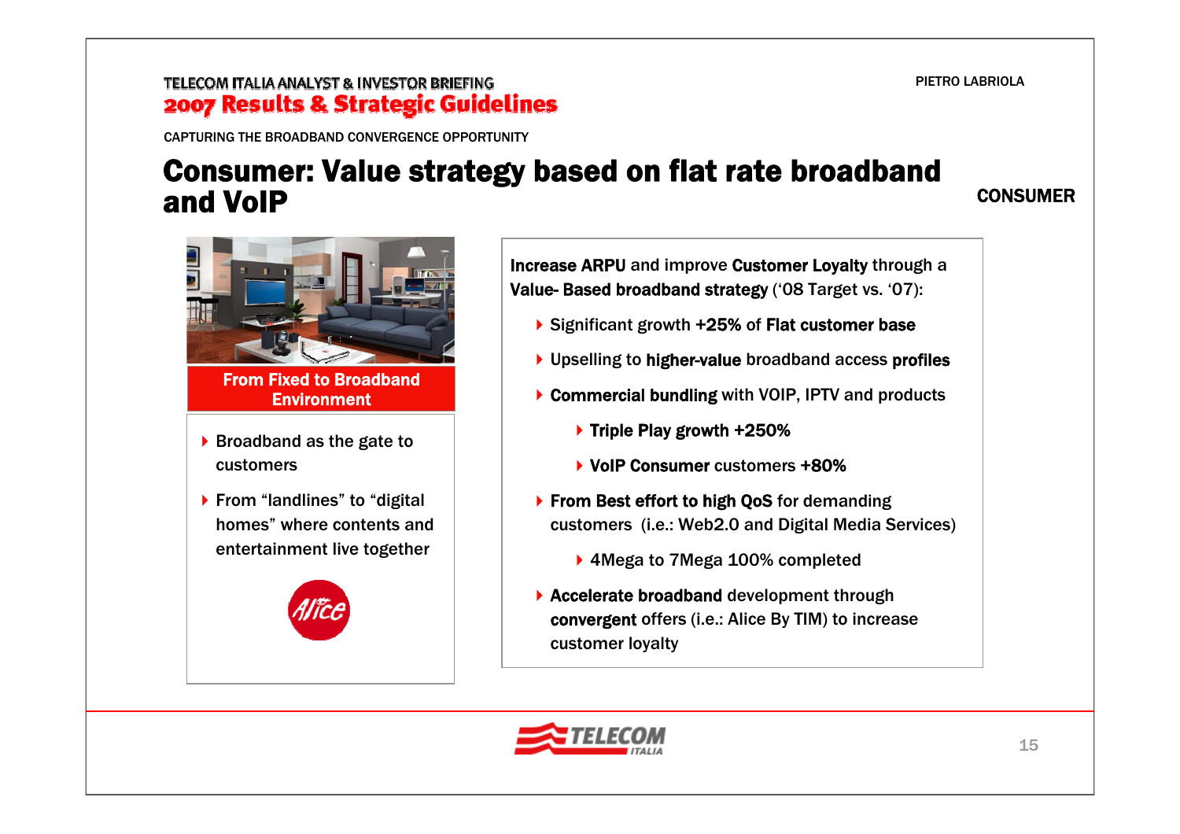CAPTURING THE BROADBAND CONVERGENCE OPPORTUNITY

# Consumer: Value strategy based on flat rate broadband and VoIP

CONSUMER

**From Fixed to Broadband Environment**

- Broadband as the gate to customers
- From “landlines” to “digital homes” where contents and entertainment live together

**Increase ARPU** and improve **Customer Loyalty** through a **Value- Based broadband strategy** (‘08 Target vs. ‘07):

- Significant growth **+25%** of **Flat customer base**
- Upselling to **higher-value** broadband access **profiles**
- **Commercial bundling** with VOIP, IPTV and products
  - **Triple Play growth +250%**
  - **VoIP Consumer** customers **+80%**
- **From Best effort to high QoS** for demanding customers (i.e.: Web2.0 and Digital Media Services)
  - 4Mega to 7Mega 100% completed
- **Accelerate broadband** development through **convergent** offers (i.e.: Alice By TIM) to increase customer loyalty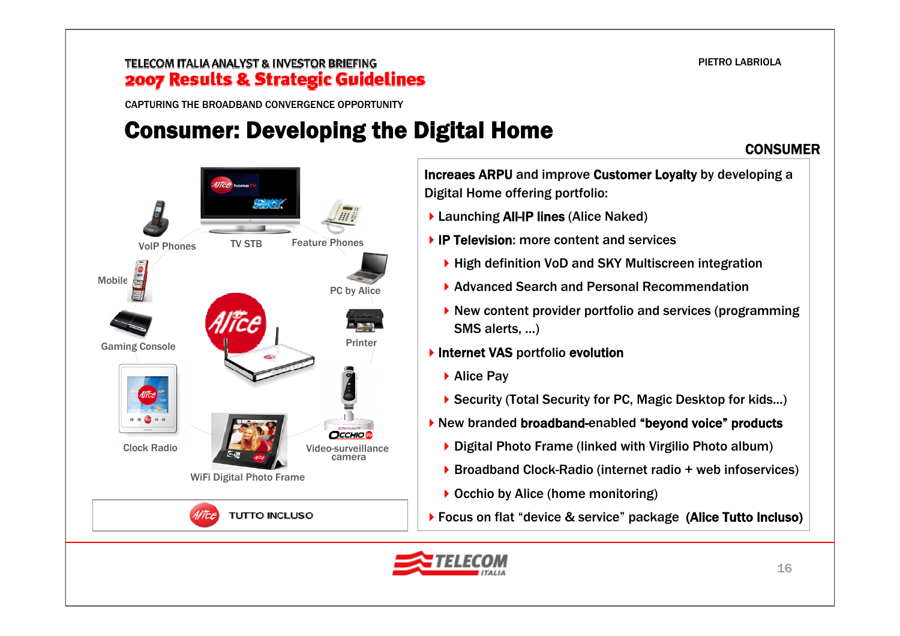CAPTURING THE BROADBAND CONVERGENCE OPPORTUNITY

# Consumer: Developing the Digital Home

**CONSUMER**

VoIP Phones | TV STB | Feature Phones | Mobile | PC by Alice | Gaming Console | Printer | Clock Radio | WiFi Digital Photo Frame | Video-surveillance camera

TUTTO INCLUSO

**Increaes ARPU** and improve **Customer Loyalty** by developing a Digital Home offering portfolio:

- Launching **All-IP lines** (Alice Naked)
- **IP Television**: more content and services
  - High definition VoD and SKY Multiscreen integration
  - Advanced Search and Personal Recommendation
  - New content provider portfolio and services (programming SMS alerts, ...)
- **Internet VAS** portfolio **evolution**
  - Alice Pay
  - Security (Total Security for PC, Magic Desktop for kids...)
- New branded **broadband**-enabled **"beyond voice" products**
  - Digital Photo Frame (linked with Virgilio Photo album)
  - Broadband Clock-Radio (internet radio + web infoservices)
  - Occhio by Alice (home monitoring)
- Focus on flat "device & service" package **(Alice Tutto Incluso)**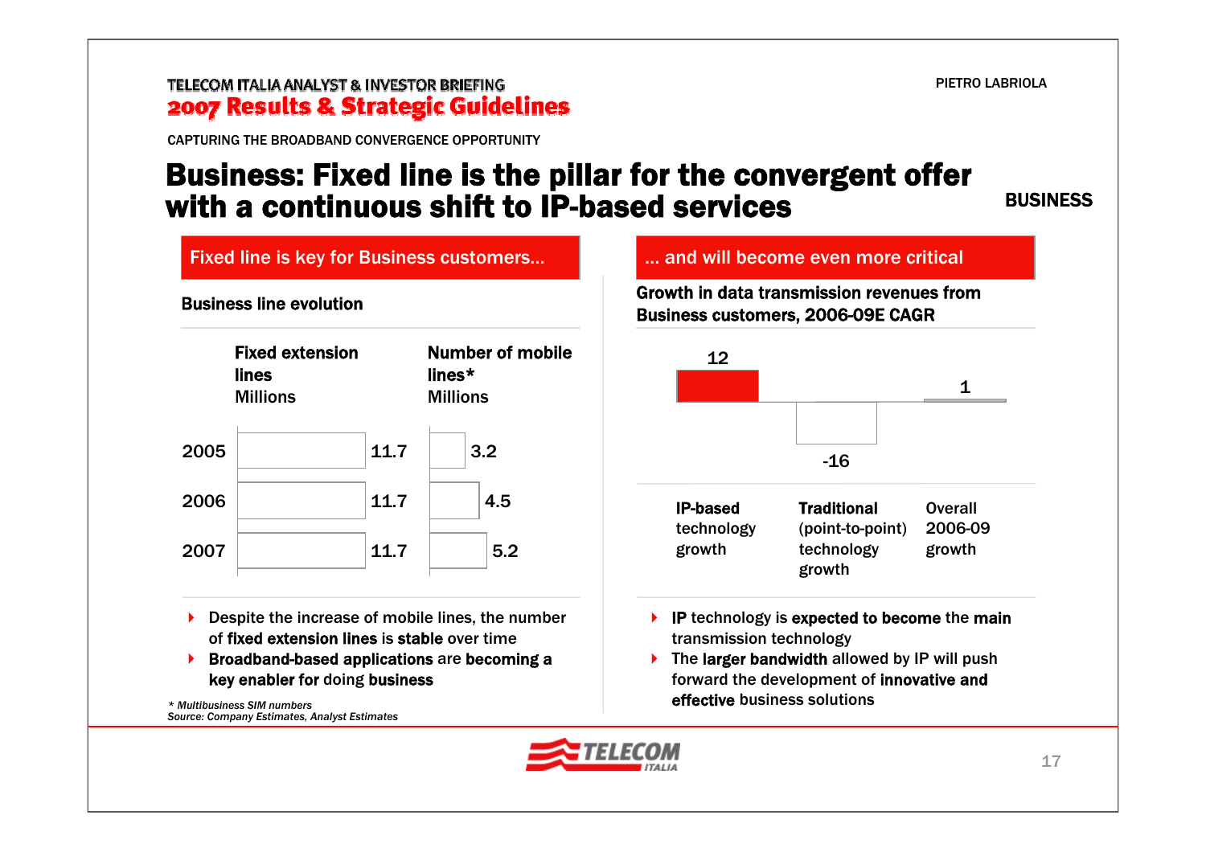CAPTURING THE BROADBAND CONVERGENCE OPPORTUNITY

# Business: Fixed line is the pillar for the convergent offer with a continuous shift to IP-based services

BUSINESS

## Fixed line is key for Business customers…

**Business line evolution**

| | **Fixed extension lines** Millions | **Number of mobile lines*** Millions |
|---|---|---|
| 2005 | 11.7 | 3.2 |
| 2006 | 11.7 | 4.5 |
| 2007 | 11.7 | 5.2 |

- Despite the increase of mobile lines, the number of **fixed extension lines** is **stable** over time
- **Broadband-based applications** are **becoming a key enabler for** doing **business**

*\* Multibusiness SIM numbers*
*Source: Company Estimates, Analyst Estimates*

## … and will become even more critical

**Growth in data transmission revenues from Business customers, 2006-09E CAGR**

| **IP-based** technology growth | **Traditional** (point-to-point) technology growth | Overall 2006-09 growth |
|---|---|---|
| 12 | -16 | 1 |

- **IP** technology is **expected to become** the **main** transmission technology
- The **larger bandwidth** allowed by IP will push forward the development of **innovative and effective** business solutions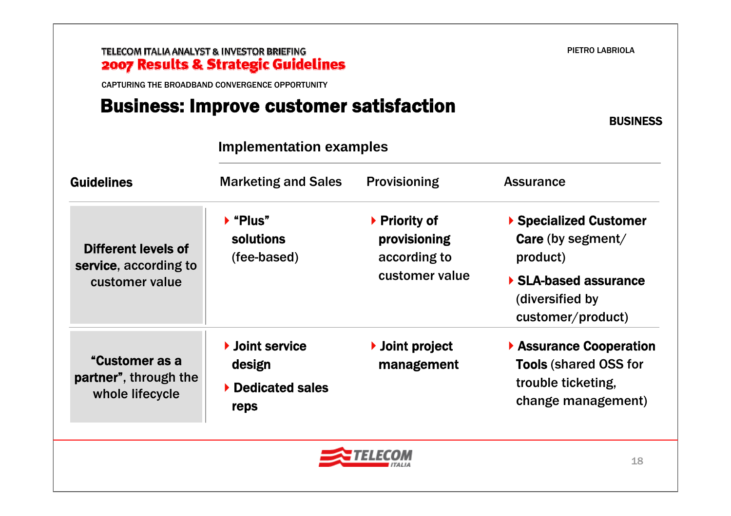CAPTURING THE BROADBAND CONVERGENCE OPPORTUNITY

# Business: Improve customer satisfaction

BUSINESS

| Guidelines | Implementation examples: Marketing and Sales | Implementation examples: Provisioning | Implementation examples: Assurance |
|---|---|---|---|
| **Different levels of service**, according to customer value | **"Plus" solutions** (fee-based) | **Priority of provisioning** according to customer value | **Specialized Customer Care** (by segment/ product)<br>**SLA-based assurance** (diversified by customer/product) |
| **"Customer as a partner"**, through the whole lifecycle | **Joint service design**<br>**Dedicated sales reps** | **Joint project management** | **Assurance Cooperation Tools** (shared OSS for trouble ticketing, change management) |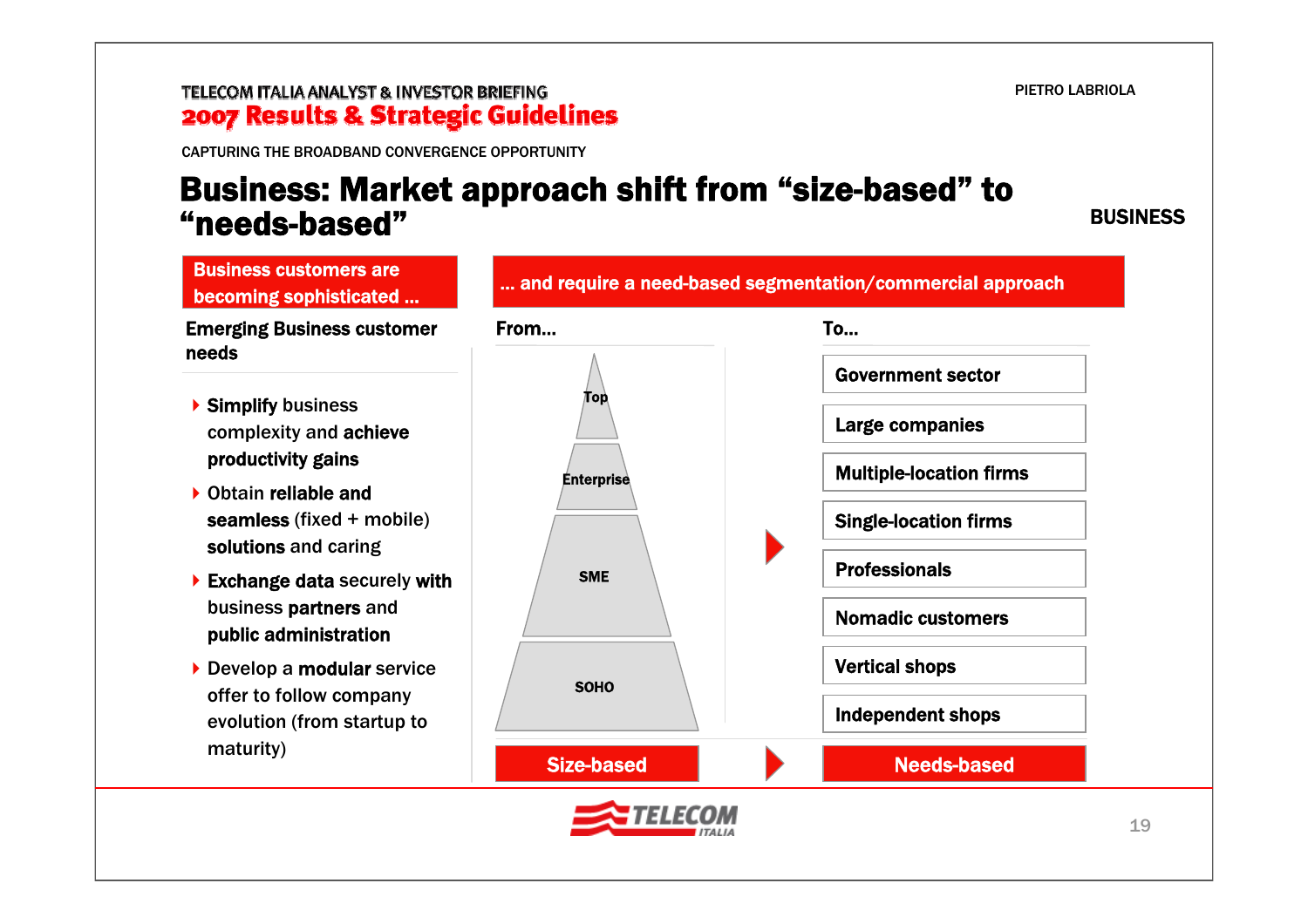CAPTURING THE BROADBAND CONVERGENCE OPPORTUNITY

# Business: Market approach shift from "size-based" to "needs-based"

BUSINESS

## Business customers are becoming sophisticated ...

**Emerging Business customer needs**

- **Simplify** business complexity and **achieve productivity gains**
- Obtain **reliable and seamless** (fixed + mobile) **solutions** and caring
- **Exchange data** securely **with** business **partners** and **public administration**
- Develop a **modular** service offer to follow company evolution (from startup to maturity)

## ... and require a need-based segmentation/commercial approach

| From... | | To... |
|---|---|---|
| Top | | Government sector |
| Enterprise | | Large companies |
| SME | | Multiple-location firms |
| SOHO | | Single-location firms |
| | | Professionals |
| | | Nomadic customers |
| | | Vertical shops |
| | | Independent shops |
| **Size-based** | ► | **Needs-based** |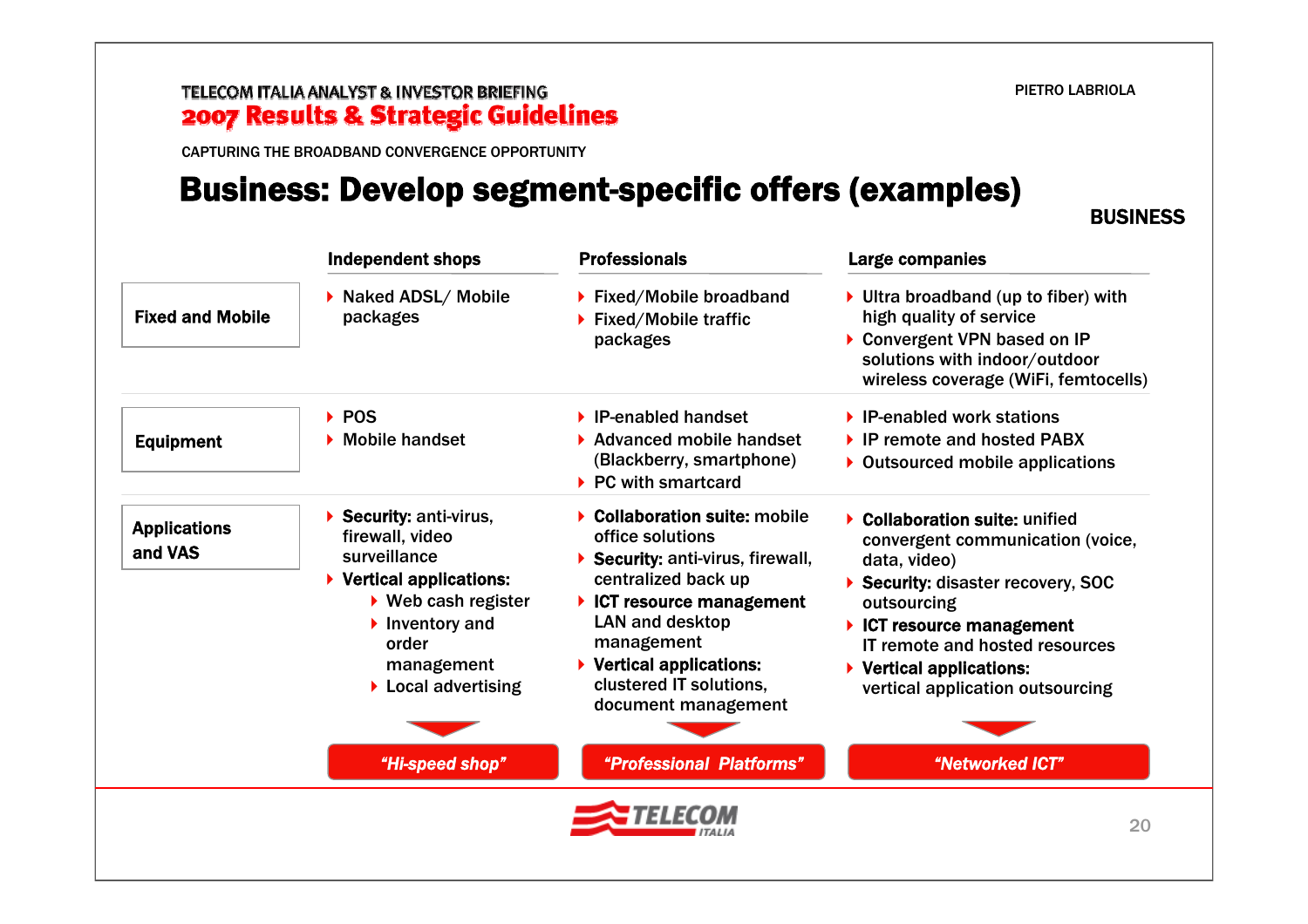CAPTURING THE BROADBAND CONVERGENCE OPPORTUNITY

# Business: Develop segment-specific offers (examples)

**BUSINESS**

| | Independent shops | Professionals | Large companies |
|---|---|---|---|
| **Fixed and Mobile** | ▸ Naked ADSL/ Mobile packages | ▸ Fixed/Mobile broadband<br>▸ Fixed/Mobile traffic packages | ▸ Ultra broadband (up to fiber) with high quality of service<br>▸ Convergent VPN based on IP solutions with indoor/outdoor wireless coverage (WiFi, femtocells) |
| **Equipment** | ▸ POS<br>▸ Mobile handset | ▸ IP-enabled handset<br>▸ Advanced mobile handset (Blackberry, smartphone)<br>▸ PC with smartcard | ▸ IP-enabled work stations<br>▸ IP remote and hosted PABX<br>▸ Outsourced mobile applications |
| **Applications and VAS** | ▸ **Security:** anti-virus, firewall, video surveillance<br>▸ **Vertical applications:**<br>  ▸ Web cash register<br>  ▸ Inventory and order management<br>  ▸ Local advertising | ▸ **Collaboration suite:** mobile office solutions<br>▸ **Security:** anti-virus, firewall, centralized back up<br>▸ **ICT resource management** LAN and desktop management<br>▸ **Vertical applications:** clustered IT solutions, document management | ▸ **Collaboration suite:** unified convergent communication (voice, data, video)<br>▸ **Security:** disaster recovery, SOC outsourcing<br>▸ **ICT resource management** IT remote and hosted resources<br>▸ **Vertical applications:** vertical application outsourcing |
| | *"Hi-speed shop"* | *"Professional Platforms"* | *"Networked ICT"* |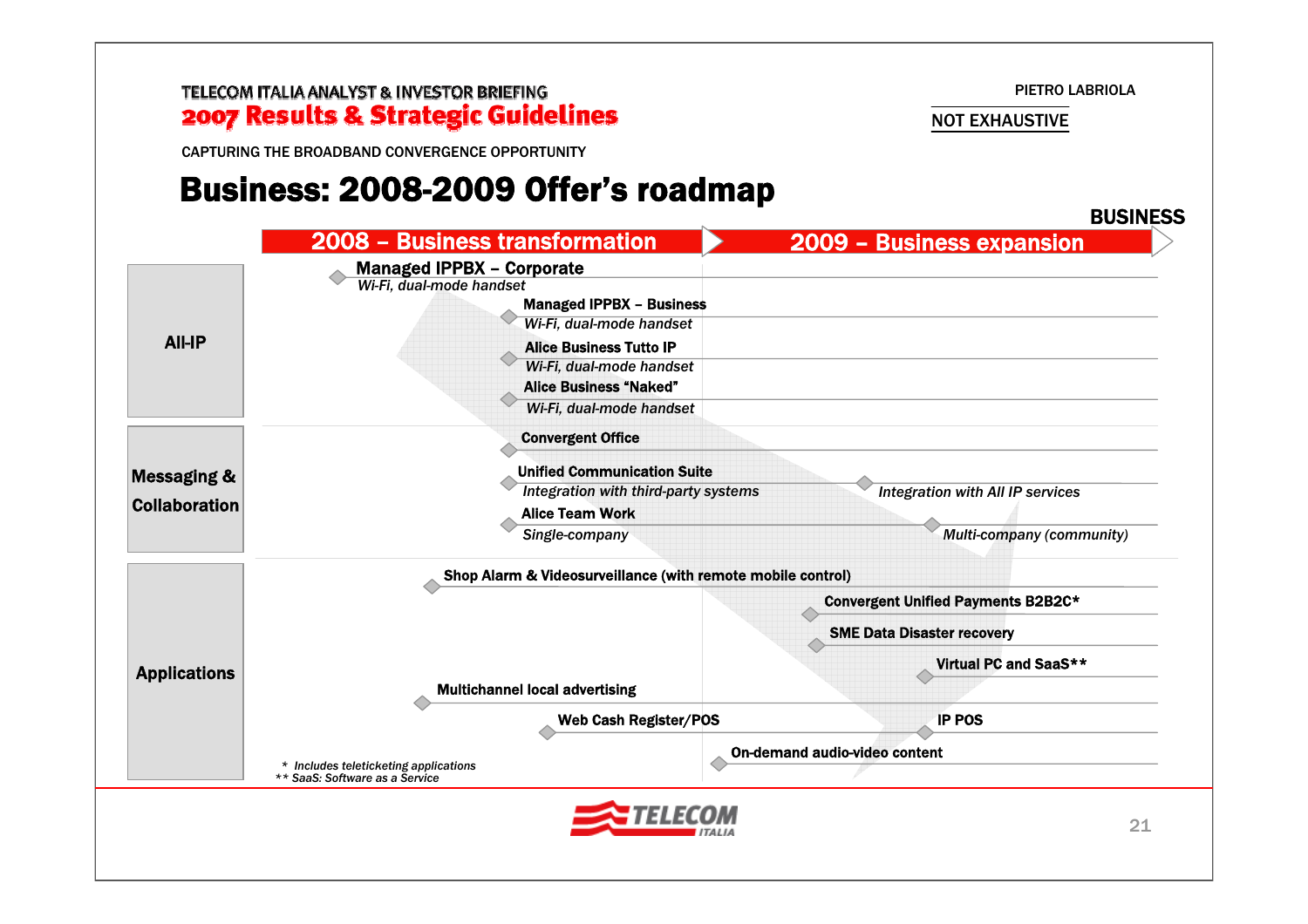CAPTURING THE BROADBAND CONVERGENCE OPPORTUNITY

NOT EXHAUSTIVE

# Business: 2008-2009 Offer's roadmap

**BUSINESS**

| | 2008 – Business transformation | 2009 – Business expansion |
|---|---|---|
| **All-IP** | **Managed IPPBX – Corporate** *Wi-Fi, dual-mode handset* | |
| | **Managed IPPBX – Business** *Wi-Fi, dual-mode handset* | |
| | **Alice Business Tutto IP** *Wi-Fi, dual-mode handset* | |
| | **Alice Business "Naked"** *Wi-Fi, dual-mode handset* | |
| **Messaging & Collaboration** | **Convergent Office** | |
| | **Unified Communication Suite** *Integration with third-party systems* | *Integration with All IP services* |
| | **Alice Team Work** *Single-company* | *Multi-company (community)* |
| **Applications** | **Shop Alarm & Videosurveillance (with remote mobile control)** | |
| | | **Convergent Unified Payments B2B2C*** |
| | | **SME Data Disaster recovery** |
| | | **Virtual PC and SaaS**** |
| | **Multichannel local advertising** | |
| | **Web Cash Register/POS** | **IP POS** |
| | | **On-demand audio-video content** |

\* Includes teleticketing applications
\** SaaS: Software as a Service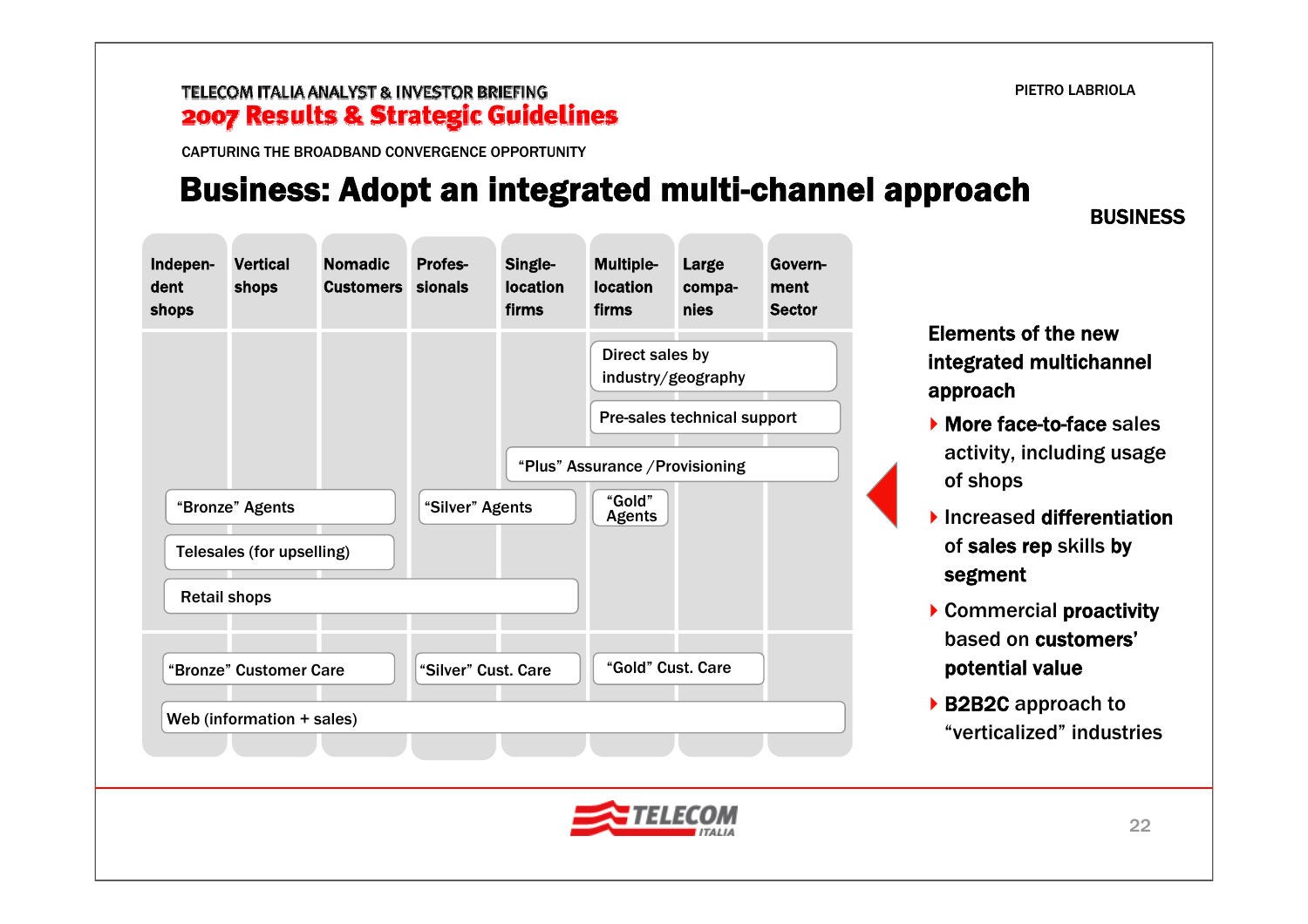CAPTURING THE BROADBAND CONVERGENCE OPPORTUNITY

# Business: Adopt an integrated multi-channel approach

**BUSINESS**

| Indepen-dent shops | Vertical shops | Nomadic Customers | Profes-sionals | Single-location firms | Multiple-location firms | Large compa-nies | Govern-ment Sector |
|---|---|---|---|---|---|---|---|
| | | | | | Direct sales by industry/geography | | |
| | | | | | Pre-sales technical support | | |
| | | | | "Plus" Assurance / Provisioning | | | |
| "Bronze" Agents | | | "Silver" Agents | | "Gold" Agents | | |
| Telesales (for upselling) | | | | | | | |
| Retail shops | | | | | | | |
| "Bronze" Customer Care | | | "Silver" Cust. Care | | "Gold" Cust. Care | | |
| Web (information + sales) | | | | | | | |

**Elements of the new integrated multichannel approach**

- **More face-to-face** sales activity, including usage of shops
- Increased **differentiation** of **sales rep** skills **by segment**
- Commercial **proactivity** based on **customers' potential value**
- **B2B2C** approach to "verticalized" industries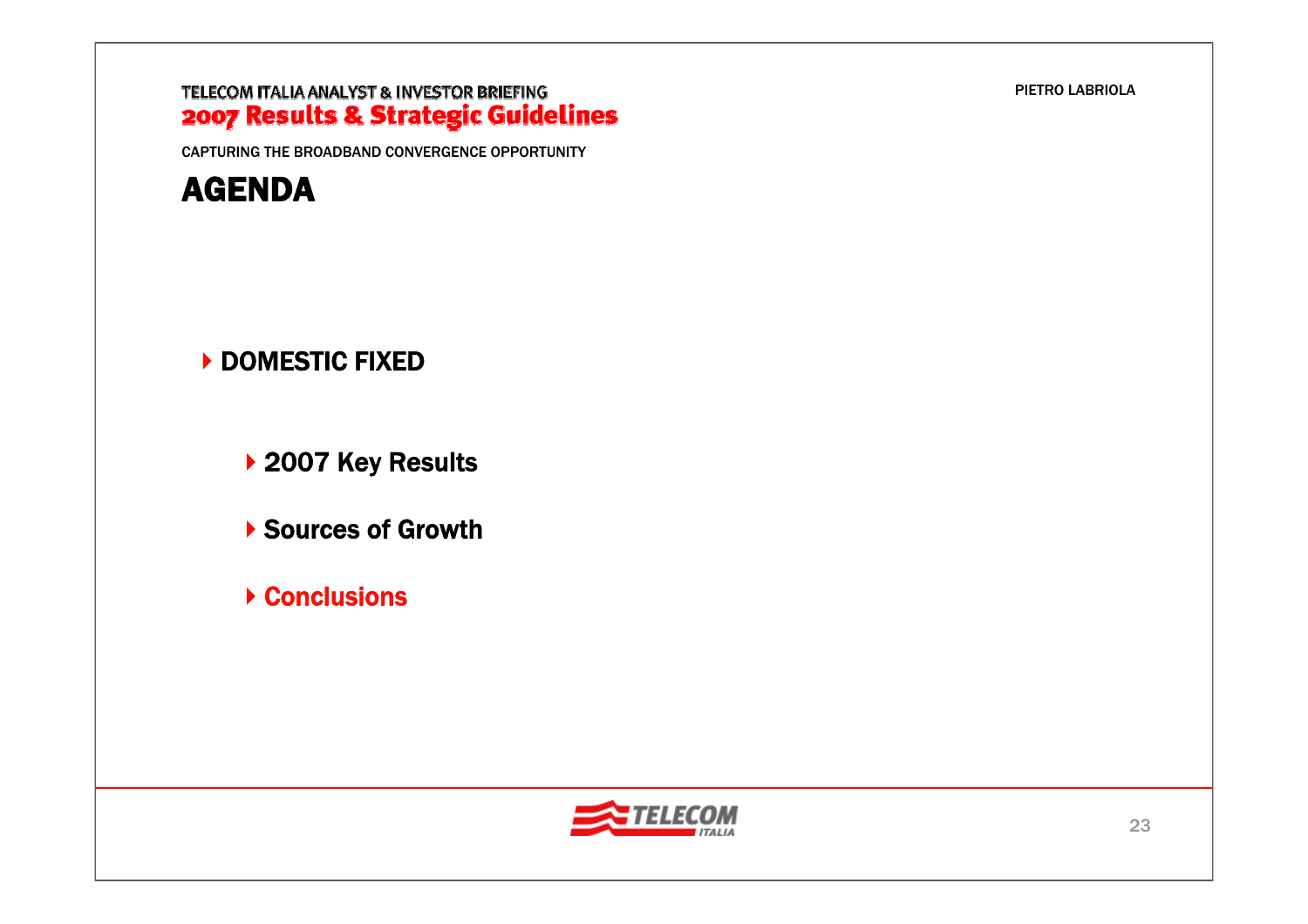CAPTURING THE BROADBAND CONVERGENCE OPPORTUNITY

# AGENDA

- **DOMESTIC FIXED**
  - **2007 Key Results**
  - **Sources of Growth**
  - **Conclusions**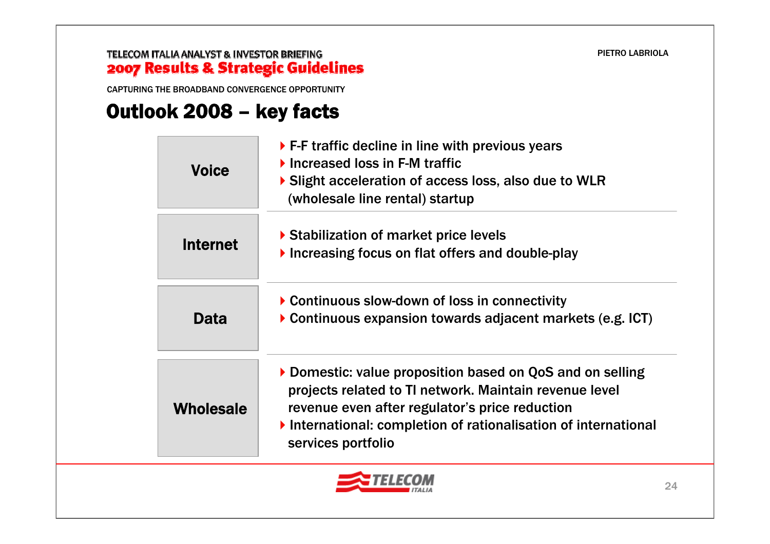CAPTURING THE BROADBAND CONVERGENCE OPPORTUNITY

# Outlook 2008 – key facts

| | |
|---|---|
| **Voice** | ▸ F-F traffic decline in line with previous years<br>▸ Increased loss in F-M traffic<br>▸ Slight acceleration of access loss, also due to WLR (wholesale line rental) startup |
| **Internet** | ▸ Stabilization of market price levels<br>▸ Increasing focus on flat offers and double-play |
| **Data** | ▸ Continuous slow-down of loss in connectivity<br>▸ Continuous expansion towards adjacent markets (e.g. ICT) |
| **Wholesale** | ▸ Domestic: value proposition based on QoS and on selling projects related to TI network. Maintain revenue level revenue even after regulator's price reduction<br>▸ International: completion of rationalisation of international services portfolio |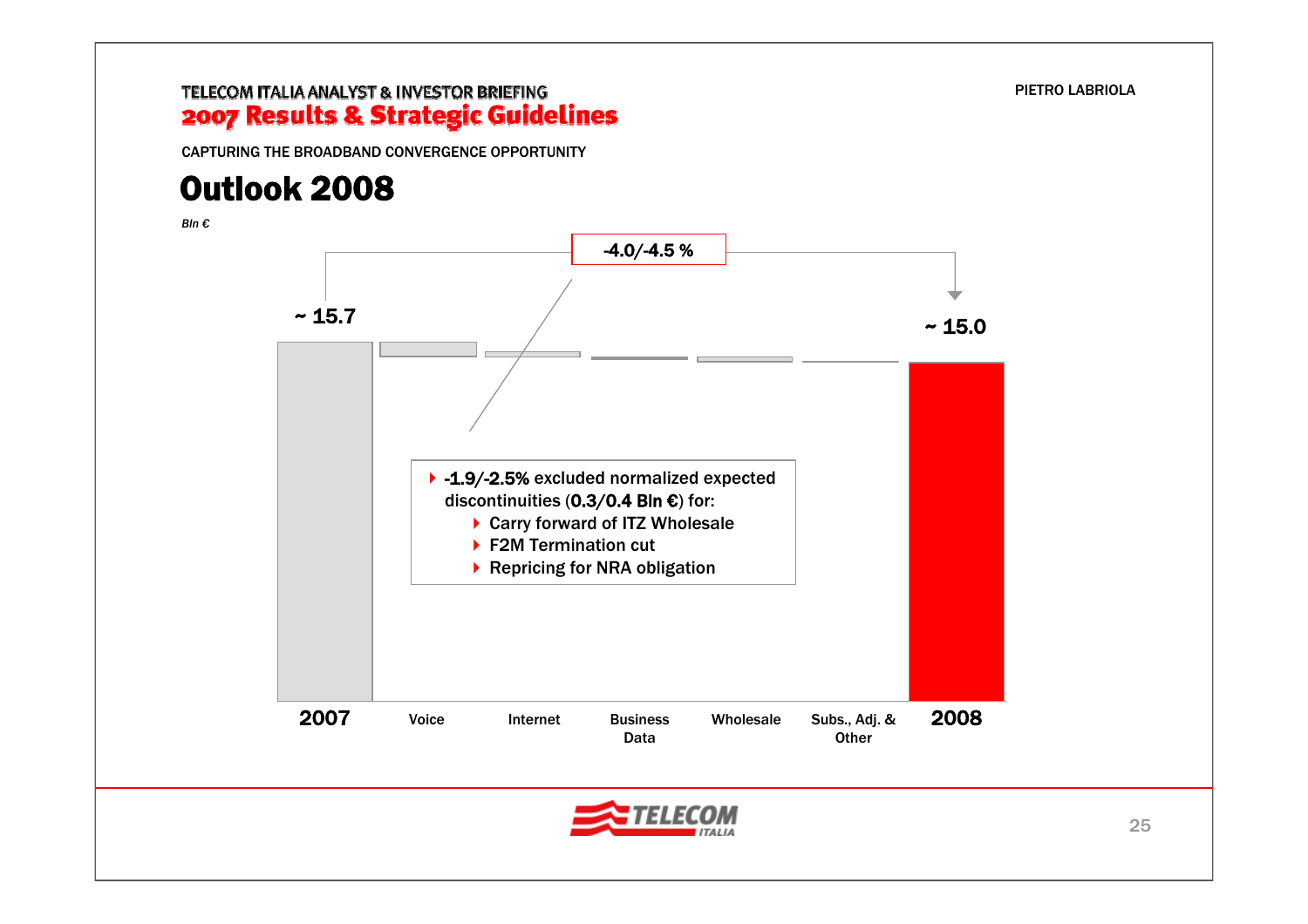TELECOM ITALIA ANALYST & INVESTOR BRIEFING
**2007 Results & Strategic Guidelines**

CAPTURING THE BROADBAND CONVERGENCE OPPORTUNITY

# Outlook 2008

*Bln €*

**-4.0/-4.5 %**

| 2007 | Voice | Internet | Business Data | Wholesale | Subs., Adj. & Other | 2008 |
|---|---|---|---|---|---|---|
| ~ 15.7 | | | | | | ~ 15.0 |

- **-1.9/-2.5%** excluded normalized expected discontinuities (**0.3/0.4 Bln €**) for:
  - Carry forward of ITZ Wholesale
  - F2M Termination cut
  - Repricing for NRA obligation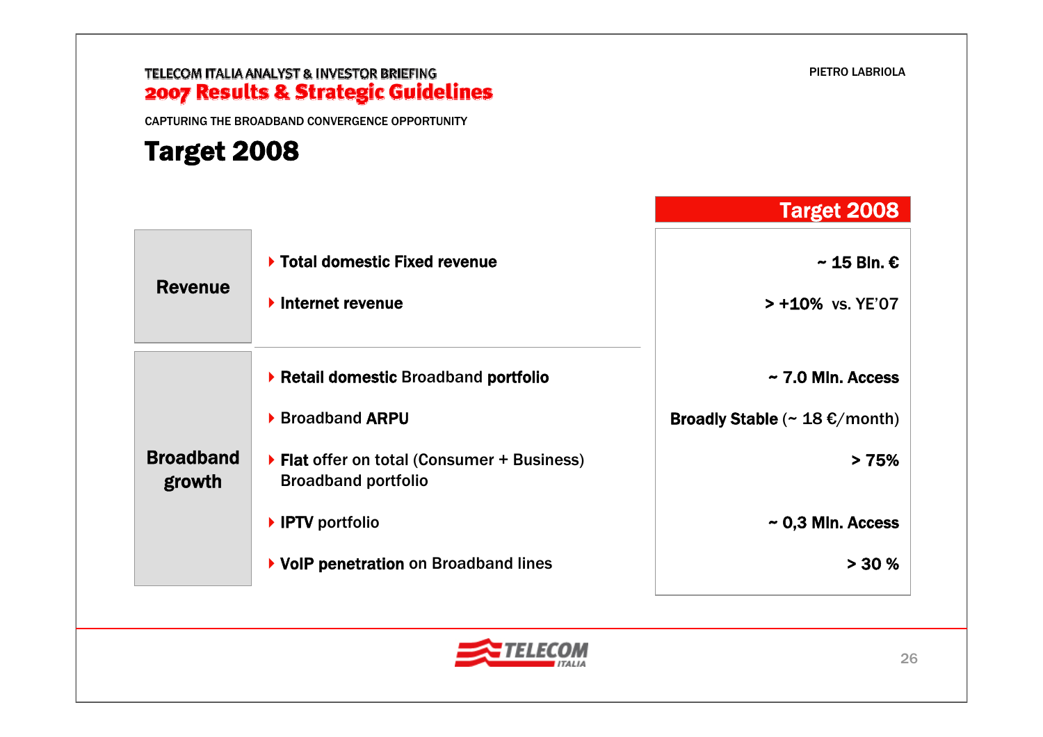TELECOM ITALIA ANALYST & INVESTOR BRIEFING

**2007 Results & Strategic Guidelines**

PIETRO LABRIOLA

CAPTURING THE BROADBAND CONVERGENCE OPPORTUNITY

# Target 2008

| | | Target 2008 |
|---|---|---|
| **Revenue** | **Total domestic Fixed revenue** | **~ 15 Bln. €** |
| | **Internet revenue** | **> +10%** vs. YE'07 |
| **Broadband growth** | **Retail domestic** Broadband **portfolio** | **~ 7.0 Mln. Access** |
| | Broadband **ARPU** | **Broadly Stable** (~ 18 €/month) |
| | **Flat** offer on total (Consumer + Business) Broadband portfolio | **> 75%** |
| | **IPTV** portfolio | **~ 0,3 Mln. Access** |
| | **VoIP penetration** on Broadband lines | **> 30 %** |